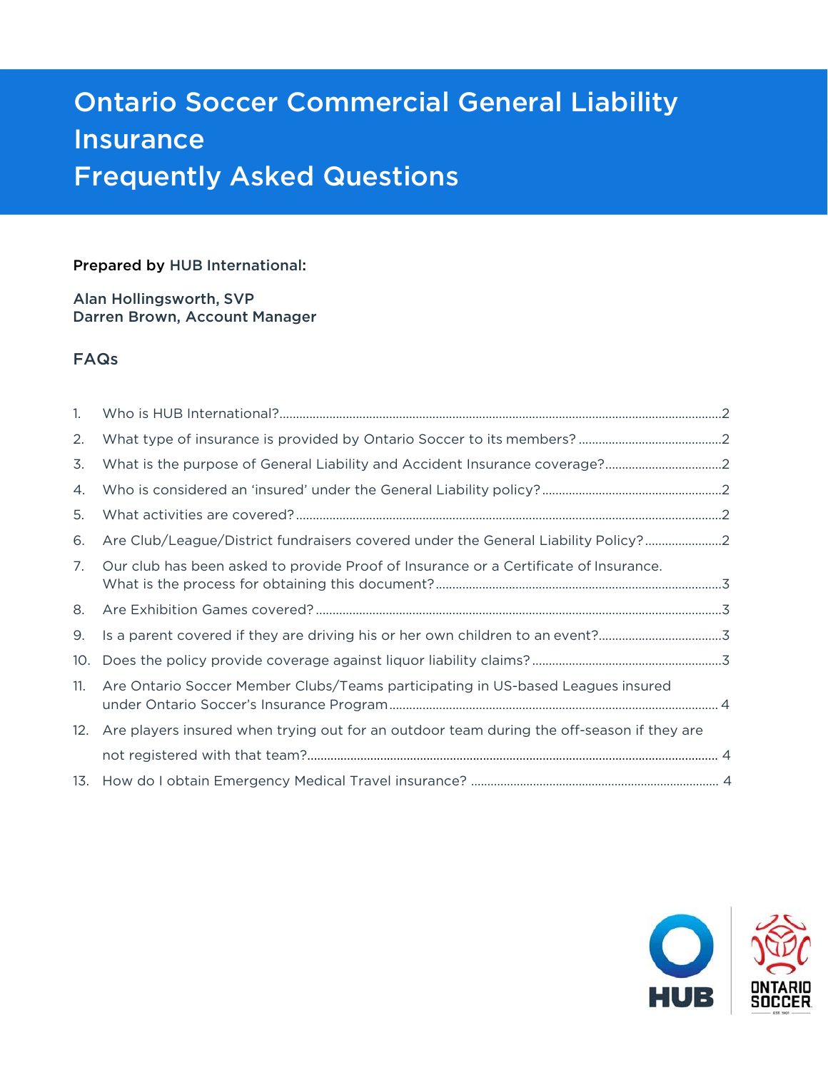# Ontario Soccer Commercial General Liability Insurance
# Frequently Asked Questions

**Prepared by HUB International:**

**Alan Hollingsworth, SVP**
**Darren Brown, Account Manager**

## FAQs

1. Who is HUB International? .......... 2
2. What type of insurance is provided by Ontario Soccer to its members? .......... 2
3. What is the purpose of General Liability and Accident Insurance coverage? .......... 2
4. Who is considered an 'insured' under the General Liability policy? .......... 2
5. What activities are covered? .......... 2
6. Are Club/League/District fundraisers covered under the General Liability Policy? .......... 2
7. Our club has been asked to provide Proof of Insurance or a Certificate of Insurance. What is the process for obtaining this document? .......... 3
8. Are Exhibition Games covered? .......... 3
9. Is a parent covered if they are driving his or her own children to an event? .......... 3
10. Does the policy provide coverage against liquor liability claims? .......... 3
11. Are Ontario Soccer Member Clubs/Teams participating in US-based Leagues insured under Ontario Soccer's Insurance Program .......... 4
12. Are players insured when trying out for an outdoor team during the off-season if they are not registered with that team? .......... 4
13. How do I obtain Emergency Medical Travel insurance? .......... 4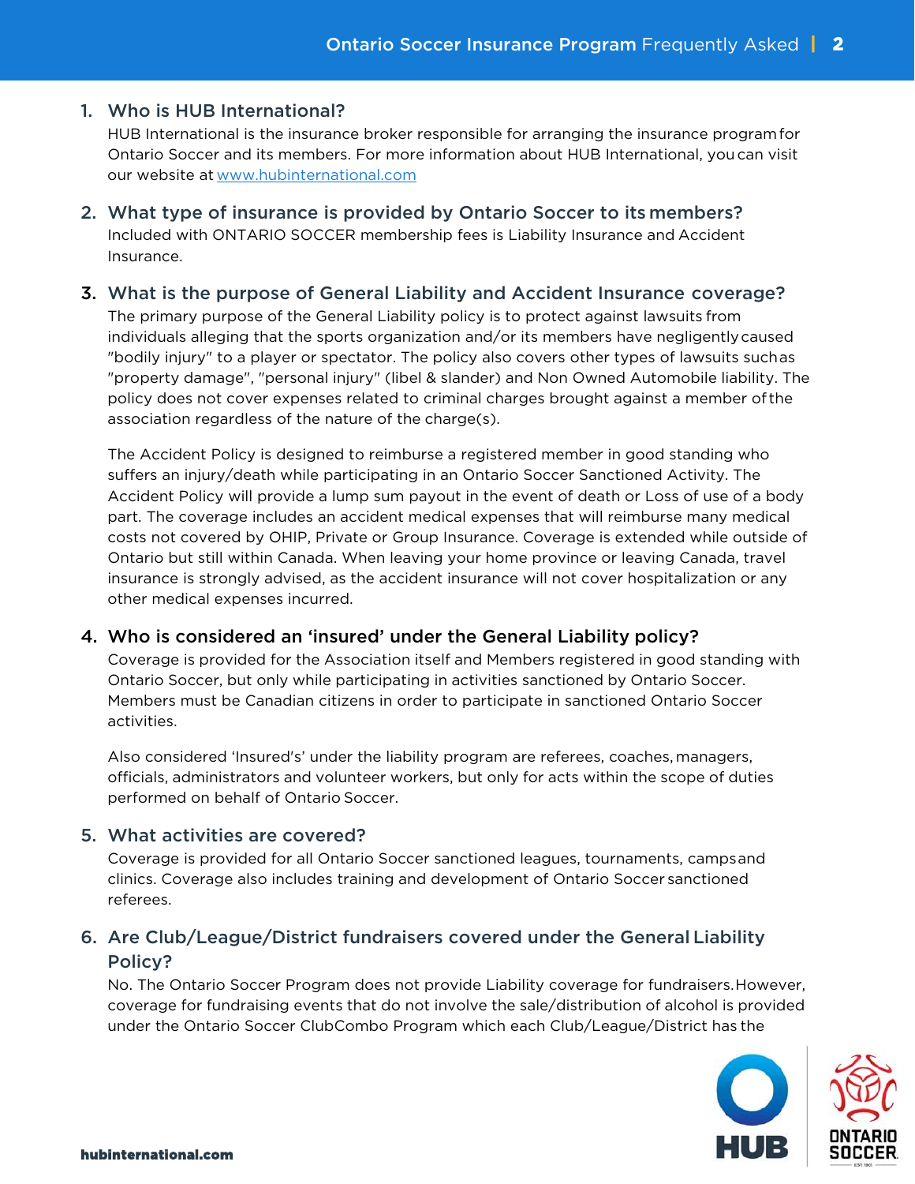1. **Who is HUB International?**
   HUB International is the insurance broker responsible for arranging the insurance program for Ontario Soccer and its members. For more information about HUB International, you can visit our website at [www.hubinternational.com](http://www.hubinternational.com)

2. **What type of insurance is provided by Ontario Soccer to its members?**
   Included with ONTARIO SOCCER membership fees is Liability Insurance and Accident Insurance.

3. **What is the purpose of General Liability and Accident Insurance coverage?**
   The primary purpose of the General Liability policy is to protect against lawsuits from individuals alleging that the sports organization and/or its members have negligently caused "bodily injury" to a player or spectator. The policy also covers other types of lawsuits such as "property damage", "personal injury" (libel & slander) and Non Owned Automobile liability. The policy does not cover expenses related to criminal charges brought against a member of the association regardless of the nature of the charge(s).

   The Accident Policy is designed to reimburse a registered member in good standing who suffers an injury/death while participating in an Ontario Soccer Sanctioned Activity. The Accident Policy will provide a lump sum payout in the event of death or Loss of use of a body part. The coverage includes an accident medical expenses that will reimburse many medical costs not covered by OHIP, Private or Group Insurance. Coverage is extended while outside of Ontario but still within Canada. When leaving your home province or leaving Canada, travel insurance is strongly advised, as the accident insurance will not cover hospitalization or any other medical expenses incurred.

4. **Who is considered an 'insured' under the General Liability policy?**
   Coverage is provided for the Association itself and Members registered in good standing with Ontario Soccer, but only while participating in activities sanctioned by Ontario Soccer. Members must be Canadian citizens in order to participate in sanctioned Ontario Soccer activities.

   Also considered 'Insured's' under the liability program are referees, coaches, managers, officials, administrators and volunteer workers, but only for acts within the scope of duties performed on behalf of Ontario Soccer.

5. **What activities are covered?**
   Coverage is provided for all Ontario Soccer sanctioned leagues, tournaments, camps and clinics. Coverage also includes training and development of Ontario Soccer sanctioned referees.

6. **Are Club/League/District fundraisers covered under the General Liability Policy?**
   No. The Ontario Soccer Program does not provide Liability coverage for fundraisers. However, coverage for fundraising events that do not involve the sale/distribution of alcohol is provided under the Ontario Soccer ClubCombo Program which each Club/League/District has the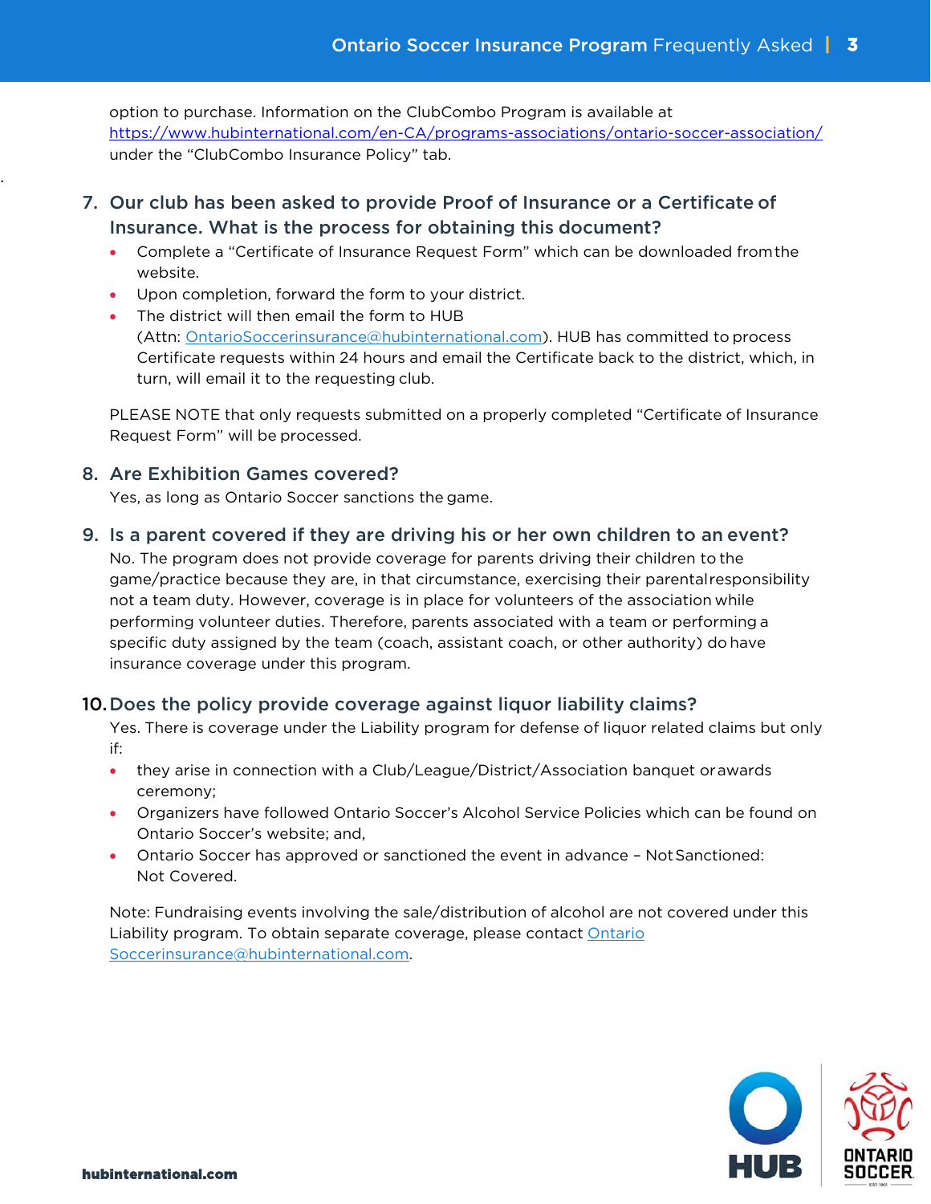option to purchase. Information on the ClubCombo Program is available at https://www.hubinternational.com/en-CA/programs-associations/ontario-soccer-association/ under the "ClubCombo Insurance Policy" tab.

## 7. Our club has been asked to provide Proof of Insurance or a Certificate of Insurance. What is the process for obtaining this document?

- Complete a "Certificate of Insurance Request Form" which can be downloaded from the website.
- Upon completion, forward the form to your district.
- The district will then email the form to HUB (Attn: OntarioSoccerinsurance@hubinternational.com). HUB has committed to process Certificate requests within 24 hours and email the Certificate back to the district, which, in turn, will email it to the requesting club.

PLEASE NOTE that only requests submitted on a properly completed "Certificate of Insurance Request Form" will be processed.

## 8. Are Exhibition Games covered?

Yes, as long as Ontario Soccer sanctions the game.

## 9. Is a parent covered if they are driving his or her own children to an event?

No. The program does not provide coverage for parents driving their children to the game/practice because they are, in that circumstance, exercising their parental responsibility not a team duty. However, coverage is in place for volunteers of the association while performing volunteer duties. Therefore, parents associated with a team or performing a specific duty assigned by the team (coach, assistant coach, or other authority) do have insurance coverage under this program.

## 10. Does the policy provide coverage against liquor liability claims?

Yes. There is coverage under the Liability program for defense of liquor related claims but only if:

- they arise in connection with a Club/League/District/Association banquet or awards ceremony;
- Organizers have followed Ontario Soccer's Alcohol Service Policies which can be found on Ontario Soccer's website; and,
- Ontario Soccer has approved or sanctioned the event in advance – Not Sanctioned: Not Covered.

Note: Fundraising events involving the sale/distribution of alcohol are not covered under this Liability program. To obtain separate coverage, please contact OntarioSoccerinsurance@hubinternational.com.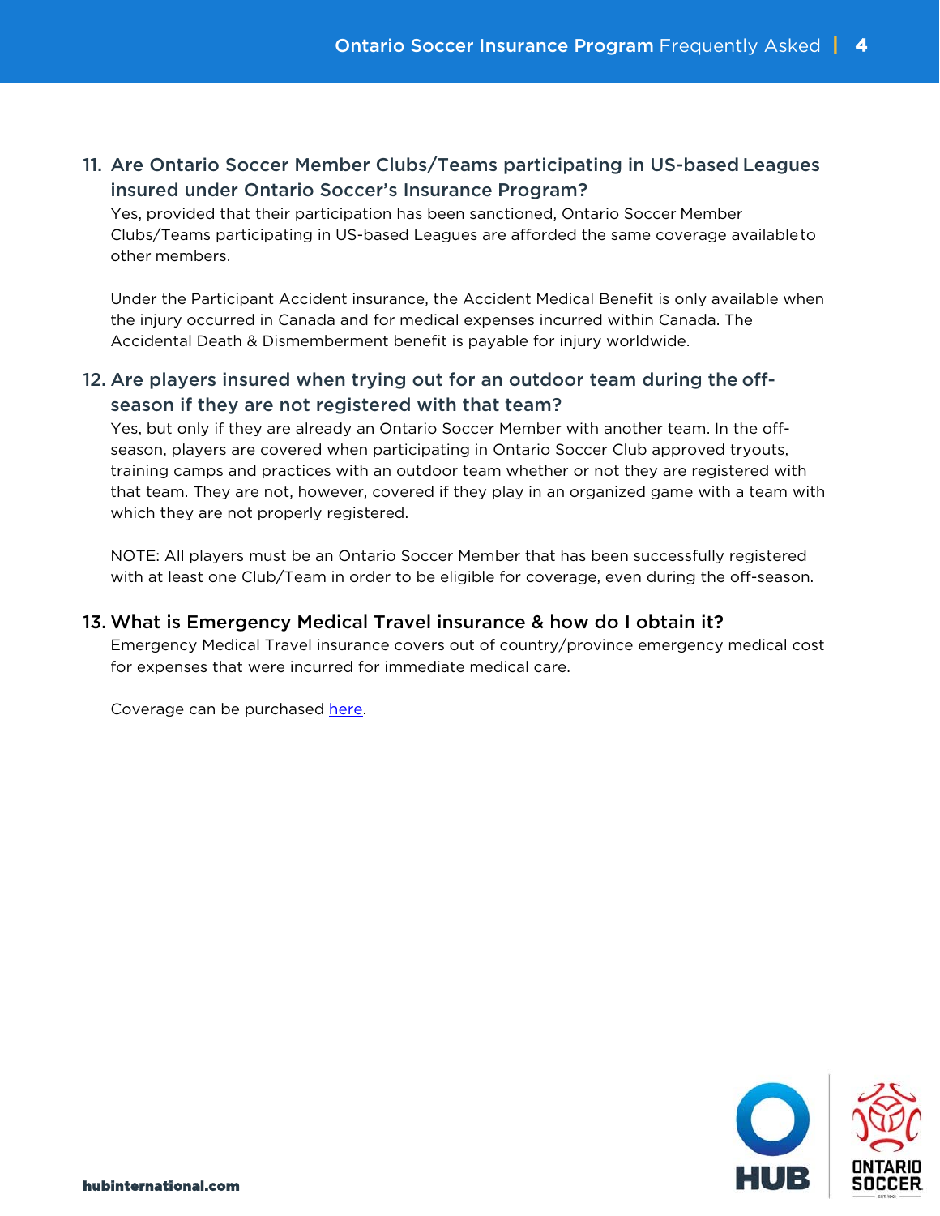11. **Are Ontario Soccer Member Clubs/Teams participating in US-based Leagues insured under Ontario Soccer's Insurance Program?**

    Yes, provided that their participation has been sanctioned, Ontario Soccer Member Clubs/Teams participating in US-based Leagues are afforded the same coverage available to other members.

    Under the Participant Accident insurance, the Accident Medical Benefit is only available when the injury occurred in Canada and for medical expenses incurred within Canada. The Accidental Death & Dismemberment benefit is payable for injury worldwide.

12. **Are players insured when trying out for an outdoor team during the off-season if they are not registered with that team?**

    Yes, but only if they are already an Ontario Soccer Member with another team. In the off-season, players are covered when participating in Ontario Soccer Club approved tryouts, training camps and practices with an outdoor team whether or not they are registered with that team. They are not, however, covered if they play in an organized game with a team with which they are not properly registered.

    NOTE: All players must be an Ontario Soccer Member that has been successfully registered with at least one Club/Team in order to be eligible for coverage, even during the off-season.

13. **What is Emergency Medical Travel insurance & how do I obtain it?**

    Emergency Medical Travel insurance covers out of country/province emergency medical cost for expenses that were incurred for immediate medical care.

    Coverage can be purchased here.